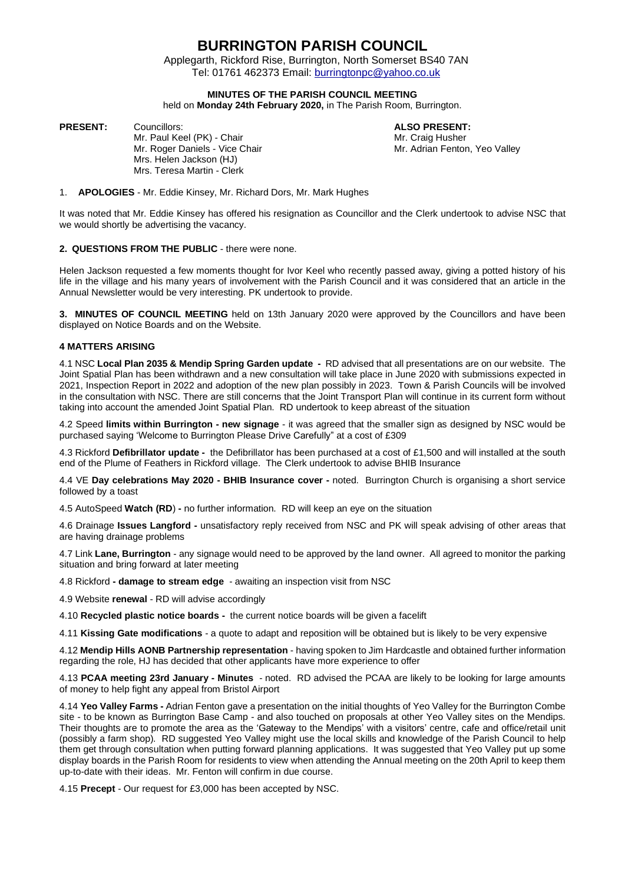# BURRINGTON PARISH COUNCIL

Applegarth, Rickford Rise, Burrington, North Somerset BS40 7AN
Tel: 01761 462373 Email: burringtonpc@yahoo.co.uk

**MINUTES OF THE PARISH COUNCIL MEETING**
held on **Monday 24th February 2020,** in The Parish Room, Burrington.

**PRESENT:** Councillors:
Mr. Paul Keel (PK) - Chair
Mr. Roger Daniels - Vice Chair
Mrs. Helen Jackson (HJ)
Mrs. Teresa Martin - Clerk

**ALSO PRESENT:**
Mr. Craig Husher
Mr. Adrian Fenton, Yeo Valley

1. **APOLOGIES** - Mr. Eddie Kinsey, Mr. Richard Dors, Mr. Mark Hughes

It was noted that Mr. Eddie Kinsey has offered his resignation as Councillor and the Clerk undertook to advise NSC that we would shortly be advertising the vacancy.

**2. QUESTIONS FROM THE PUBLIC** - there were none.

Helen Jackson requested a few moments thought for Ivor Keel who recently passed away, giving a potted history of his life in the village and his many years of involvement with the Parish Council and it was considered that an article in the Annual Newsletter would be very interesting. PK undertook to provide.

**3. MINUTES OF COUNCIL MEETING** held on 13th January 2020 were approved by the Councillors and have been displayed on Notice Boards and on the Website.

**4 MATTERS ARISING**

4.1 NSC **Local Plan 2035 & Mendip Spring Garden update -** RD advised that all presentations are on our website. The Joint Spatial Plan has been withdrawn and a new consultation will take place in June 2020 with submissions expected in 2021, Inspection Report in 2022 and adoption of the new plan possibly in 2023. Town & Parish Councils will be involved in the consultation with NSC. There are still concerns that the Joint Transport Plan will continue in its current form without taking into account the amended Joint Spatial Plan. RD undertook to keep abreast of the situation

4.2 Speed **limits within Burrington - new signage** - it was agreed that the smaller sign as designed by NSC would be purchased saying 'Welcome to Burrington Please Drive Carefully" at a cost of £309

4.3 Rickford **Defibrillator update -** the Defibrillator has been purchased at a cost of £1,500 and will installed at the south end of the Plume of Feathers in Rickford village. The Clerk undertook to advise BHIB Insurance

4.4 VE **Day celebrations May 2020 - BHIB Insurance cover -** noted. Burrington Church is organising a short service followed by a toast

4.5 AutoSpeed **Watch (RD) -** no further information. RD will keep an eye on the situation

4.6 Drainage **Issues Langford -** unsatisfactory reply received from NSC and PK will speak advising of other areas that are having drainage problems

4.7 Link **Lane, Burrington** - any signage would need to be approved by the land owner. All agreed to monitor the parking situation and bring forward at later meeting

4.8 Rickford **- damage to stream edge** - awaiting an inspection visit from NSC

4.9 Website **renewal** - RD will advise accordingly

4.10 **Recycled plastic notice boards -** the current notice boards will be given a facelift

4.11 **Kissing Gate modifications** - a quote to adapt and reposition will be obtained but is likely to be very expensive

4.12 **Mendip Hills AONB Partnership representation** - having spoken to Jim Hardcastle and obtained further information regarding the role, HJ has decided that other applicants have more experience to offer

4.13 **PCAA meeting 23rd January - Minutes** - noted. RD advised the PCAA are likely to be looking for large amounts of money to help fight any appeal from Bristol Airport

4.14 **Yeo Valley Farms -** Adrian Fenton gave a presentation on the initial thoughts of Yeo Valley for the Burrington Combe site - to be known as Burrington Base Camp - and also touched on proposals at other Yeo Valley sites on the Mendips. Their thoughts are to promote the area as the 'Gateway to the Mendips' with a visitors' centre, cafe and office/retail unit (possibly a farm shop). RD suggested Yeo Valley might use the local skills and knowledge of the Parish Council to help them get through consultation when putting forward planning applications. It was suggested that Yeo Valley put up some display boards in the Parish Room for residents to view when attending the Annual meeting on the 20th April to keep them up-to-date with their ideas. Mr. Fenton will confirm in due course.

4.15 **Precept** - Our request for £3,000 has been accepted by NSC.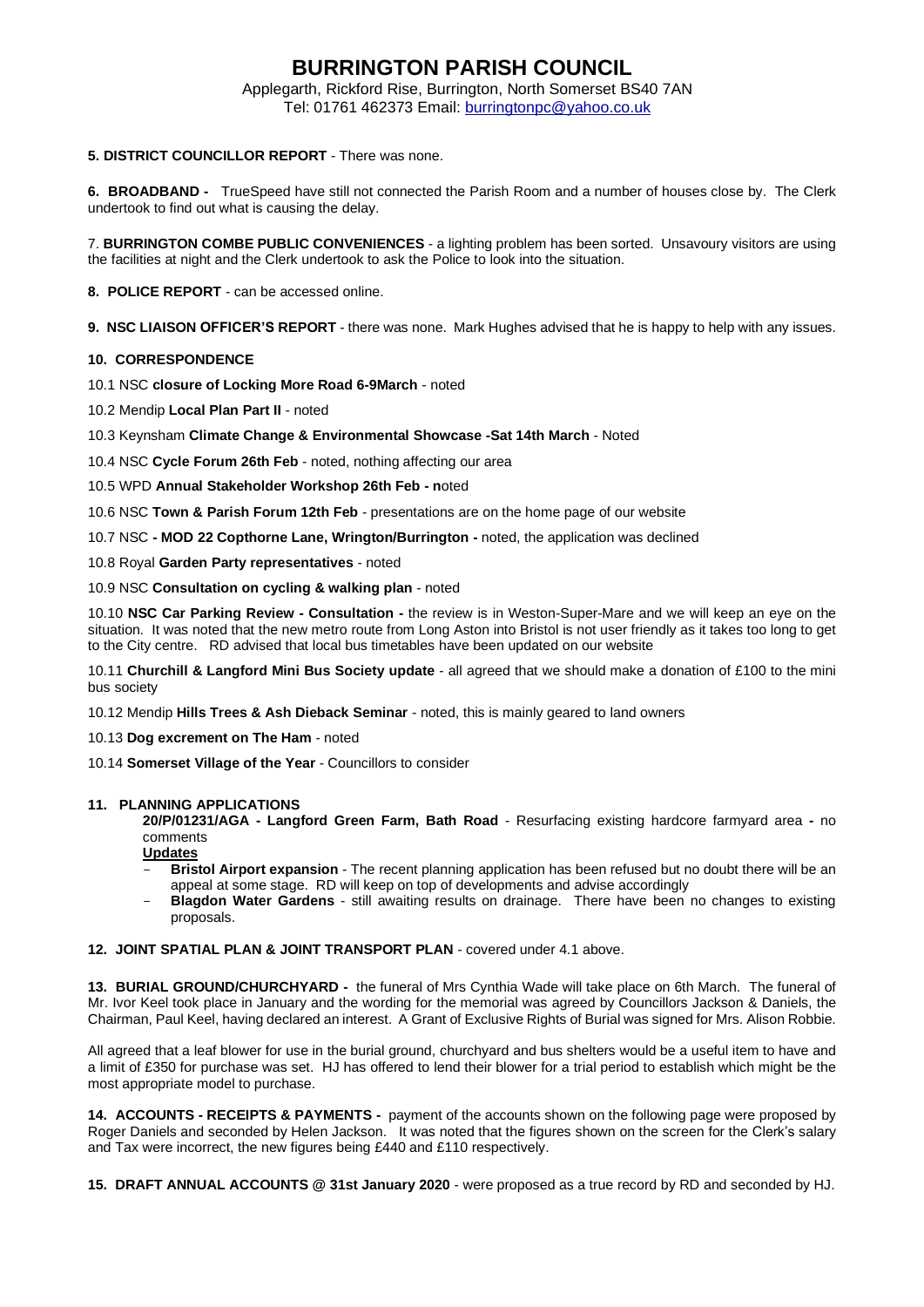# BURRINGTON PARISH COUNCIL

Applegarth, Rickford Rise, Burrington, North Somerset BS40 7AN
Tel: 01761 462373 Email: burringtonpc@yahoo.co.uk

**5. DISTRICT COUNCILLOR REPORT** - There was none.

**6. BROADBAND -** TrueSpeed have still not connected the Parish Room and a number of houses close by. The Clerk undertook to find out what is causing the delay.

7. **BURRINGTON COMBE PUBLIC CONVENIENCES** - a lighting problem has been sorted. Unsavoury visitors are using the facilities at night and the Clerk undertook to ask the Police to look into the situation.

**8. POLICE REPORT** - can be accessed online.

**9. NSC LIAISON OFFICER'S REPORT** - there was none. Mark Hughes advised that he is happy to help with any issues.

**10. CORRESPONDENCE**

10.1 NSC **closure of Locking More Road 6-9March** - noted

10.2 Mendip **Local Plan Part II** - noted

10.3 Keynsham **Climate Change & Environmental Showcase -Sat 14th March** - Noted

10.4 NSC **Cycle Forum 26th Feb** - noted, nothing affecting our area

10.5 WPD **Annual Stakeholder Workshop 26th Feb - n**oted

10.6 NSC **Town & Parish Forum 12th Feb** - presentations are on the home page of our website

10.7 NSC **- MOD 22 Copthorne Lane, Wrington/Burrington -** noted, the application was declined

10.8 Royal **Garden Party representatives** - noted

10.9 NSC **Consultation on cycling & walking plan** - noted

10.10 **NSC Car Parking Review - Consultation -** the review is in Weston-Super-Mare and we will keep an eye on the situation. It was noted that the new metro route from Long Aston into Bristol is not user friendly as it takes too long to get to the City centre. RD advised that local bus timetables have been updated on our website

10.11 **Churchill & Langford Mini Bus Society update** - all agreed that we should make a donation of £100 to the mini bus society

10.12 Mendip **Hills Trees & Ash Dieback Seminar** - noted, this is mainly geared to land owners

10.13 **Dog excrement on The Ham** - noted

10.14 **Somerset Village of the Year** - Councillors to consider

**11. PLANNING APPLICATIONS**

**20/P/01231/AGA - Langford Green Farm, Bath Road** - Resurfacing existing hardcore farmyard area **-** no comments

**Updates**

- **Bristol Airport expansion** - The recent planning application has been refused but no doubt there will be an appeal at some stage. RD will keep on top of developments and advise accordingly
- **Blagdon Water Gardens** - still awaiting results on drainage. There have been no changes to existing proposals.

**12. JOINT SPATIAL PLAN & JOINT TRANSPORT PLAN** - covered under 4.1 above.

**13. BURIAL GROUND/CHURCHYARD -** the funeral of Mrs Cynthia Wade will take place on 6th March. The funeral of Mr. Ivor Keel took place in January and the wording for the memorial was agreed by Councillors Jackson & Daniels, the Chairman, Paul Keel, having declared an interest. A Grant of Exclusive Rights of Burial was signed for Mrs. Alison Robbie.

All agreed that a leaf blower for use in the burial ground, churchyard and bus shelters would be a useful item to have and a limit of £350 for purchase was set. HJ has offered to lend their blower for a trial period to establish which might be the most appropriate model to purchase.

**14. ACCOUNTS - RECEIPTS & PAYMENTS -** payment of the accounts shown on the following page were proposed by Roger Daniels and seconded by Helen Jackson. It was noted that the figures shown on the screen for the Clerk's salary and Tax were incorrect, the new figures being £440 and £110 respectively.

**15. DRAFT ANNUAL ACCOUNTS @ 31st January 2020** - were proposed as a true record by RD and seconded by HJ.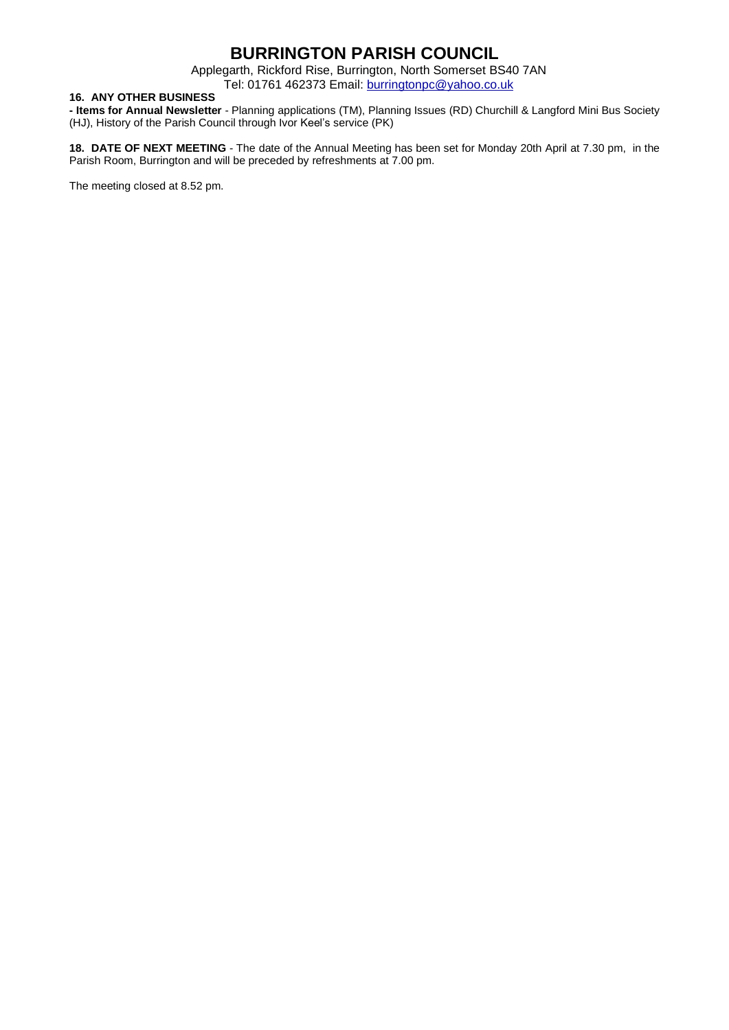# BURRINGTON PARISH COUNCIL

Applegarth, Rickford Rise, Burrington, North Somerset BS40 7AN
Tel: 01761 462373 Email: burringtonpc@yahoo.co.uk

**16. ANY OTHER BUSINESS**

**- Items for Annual Newsletter** - Planning applications (TM), Planning Issues (RD) Churchill & Langford Mini Bus Society (HJ), History of the Parish Council through Ivor Keel's service (PK)

**18. DATE OF NEXT MEETING** - The date of the Annual Meeting has been set for Monday 20th April at 7.30 pm, in the Parish Room, Burrington and will be preceded by refreshments at 7.00 pm.

The meeting closed at 8.52 pm.